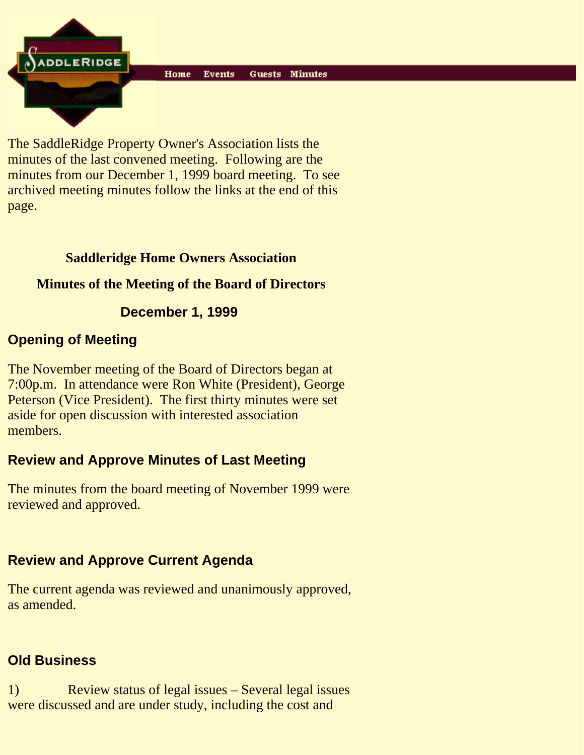SADDLERIDGE

Home Events Guests Minutes

The SaddleRidge Property Owner's Association lists the minutes of the last convened meeting. Following are the minutes from our December 1, 1999 board meeting. To see archived meeting minutes follow the links at the end of this page.

**Saddleridge Home Owners Association**

**Minutes of the Meeting of the Board of Directors**

## December 1, 1999

### Opening of Meeting

The November meeting of the Board of Directors began at 7:00p.m. In attendance were Ron White (President), George Peterson (Vice President). The first thirty minutes were set aside for open discussion with interested association members.

### Review and Approve Minutes of Last Meeting

The minutes from the board meeting of November 1999 were reviewed and approved.

### Review and Approve Current Agenda

The current agenda was reviewed and unanimously approved, as amended.

### Old Business

1) Review status of legal issues – Several legal issues were discussed and are under study, including the cost and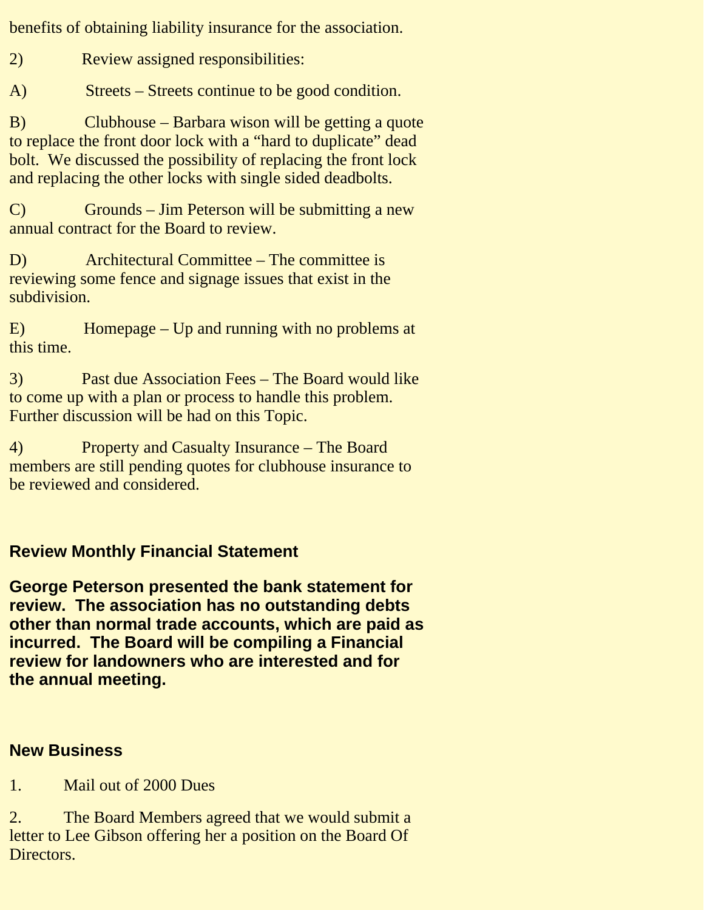benefits of obtaining liability insurance for the association.

2) Review assigned responsibilities:

A) Streets – Streets continue to be good condition.

B) Clubhouse – Barbara wison will be getting a quote to replace the front door lock with a "hard to duplicate" dead bolt. We discussed the possibility of replacing the front lock and replacing the other locks with single sided deadbolts.

C) Grounds – Jim Peterson will be submitting a new annual contract for the Board to review.

D) Architectural Committee – The committee is reviewing some fence and signage issues that exist in the subdivision.

E) Homepage – Up and running with no problems at this time.

3) Past due Association Fees – The Board would like to come up with a plan or process to handle this problem. Further discussion will be had on this Topic.

4) Property and Casualty Insurance – The Board members are still pending quotes for clubhouse insurance to be reviewed and considered.

## Review Monthly Financial Statement

**George Peterson presented the bank statement for review. The association has no outstanding debts other than normal trade accounts, which are paid as incurred. The Board will be compiling a Financial review for landowners who are interested and for the annual meeting.**

## New Business

1. Mail out of 2000 Dues

2. The Board Members agreed that we would submit a letter to Lee Gibson offering her a position on the Board Of Directors.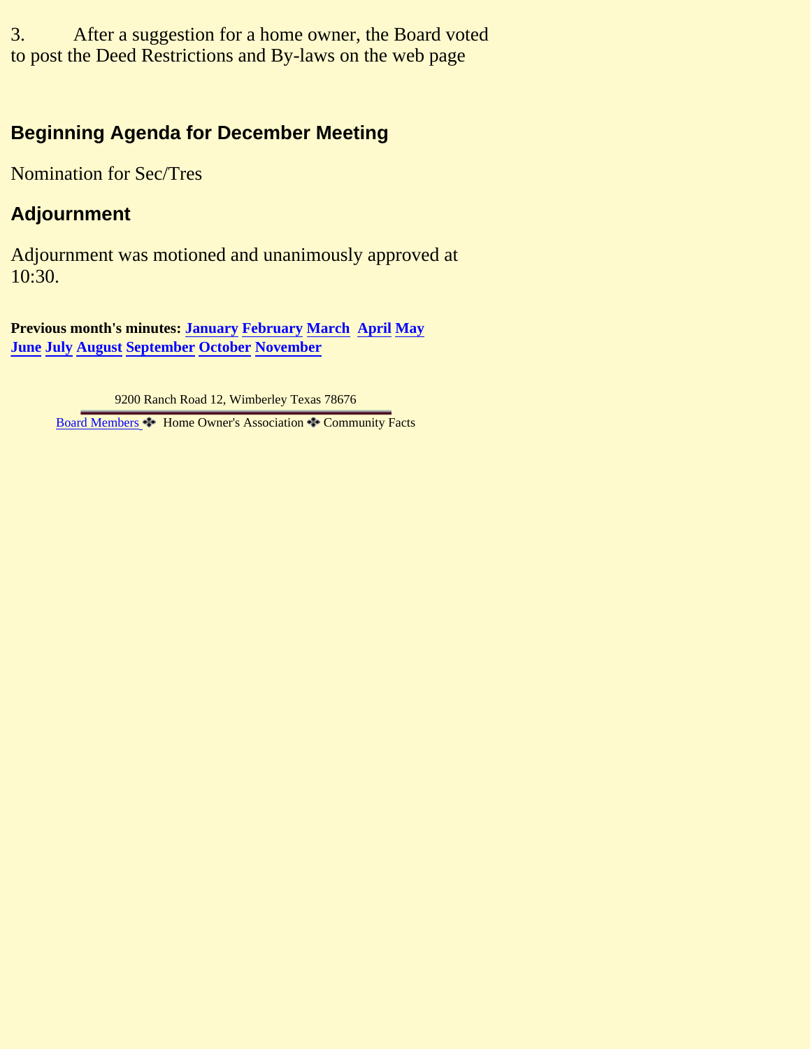3. After a suggestion for a home owner, the Board voted to post the Deed Restrictions and By-laws on the web page

## Beginning Agenda for December Meeting

Nomination for Sec/Tres

## Adjournment

Adjournment was motioned and unanimously approved at 10:30.

**Previous month's minutes: January February March April May June July August September October November**

9200 Ranch Road 12, Wimberley Texas 78676

Board Members ✣ Home Owner's Association ✣ Community Facts